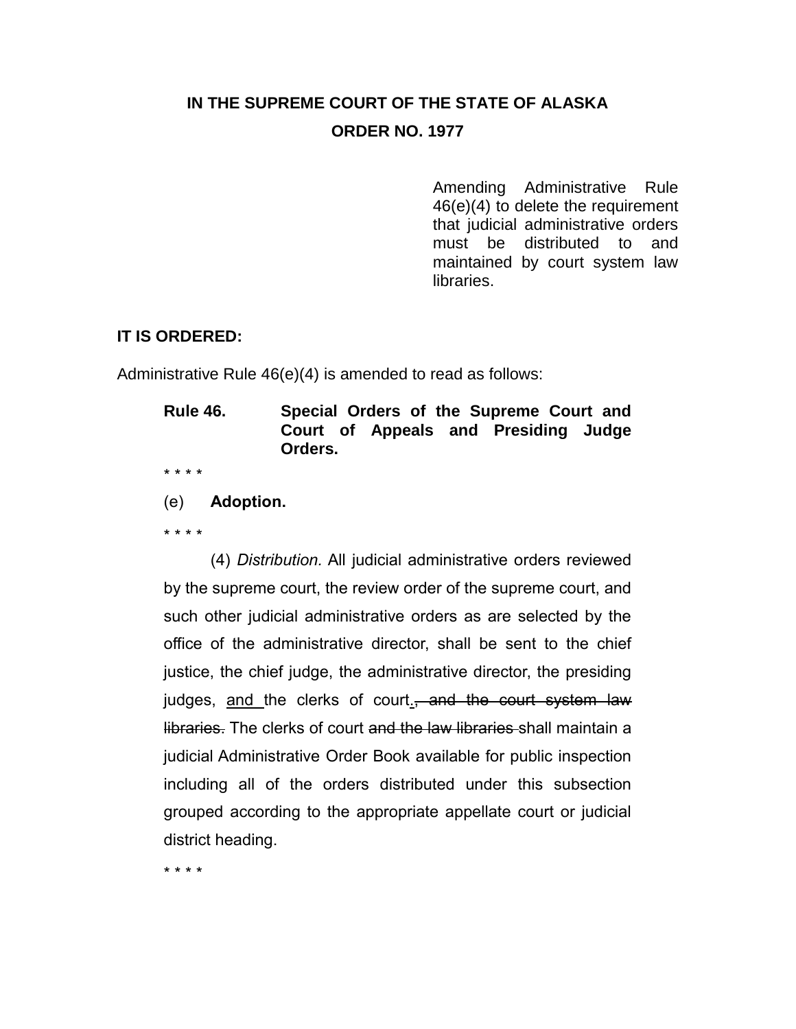# IN THE SUPREME COURT OF THE STATE OF ALASKA

## ORDER NO. 1977

Amending Administrative Rule 46(e)(4) to delete the requirement that judicial administrative orders must be distributed to and maintained by court system law libraries.

**IT IS ORDERED:**

Administrative Rule 46(e)(4) is amended to read as follows:

**Rule 46. Special Orders of the Supreme Court and Court of Appeals and Presiding Judge Orders.**

\* \* \* \*

(e) **Adoption.**

\* \* \* \*

(4) *Distribution.* All judicial administrative orders reviewed by the supreme court, the review order of the supreme court, and such other judicial administrative orders as are selected by the office of the administrative director, shall be sent to the chief justice, the chief judge, the administrative director, the presiding judges, <u>and </u>the clerks of court<u>.</u>~~, and the court system law libraries.~~ The clerks of court ~~and the law libraries~~ shall maintain a judicial Administrative Order Book available for public inspection including all of the orders distributed under this subsection grouped according to the appropriate appellate court or judicial district heading.

\* \* \* \*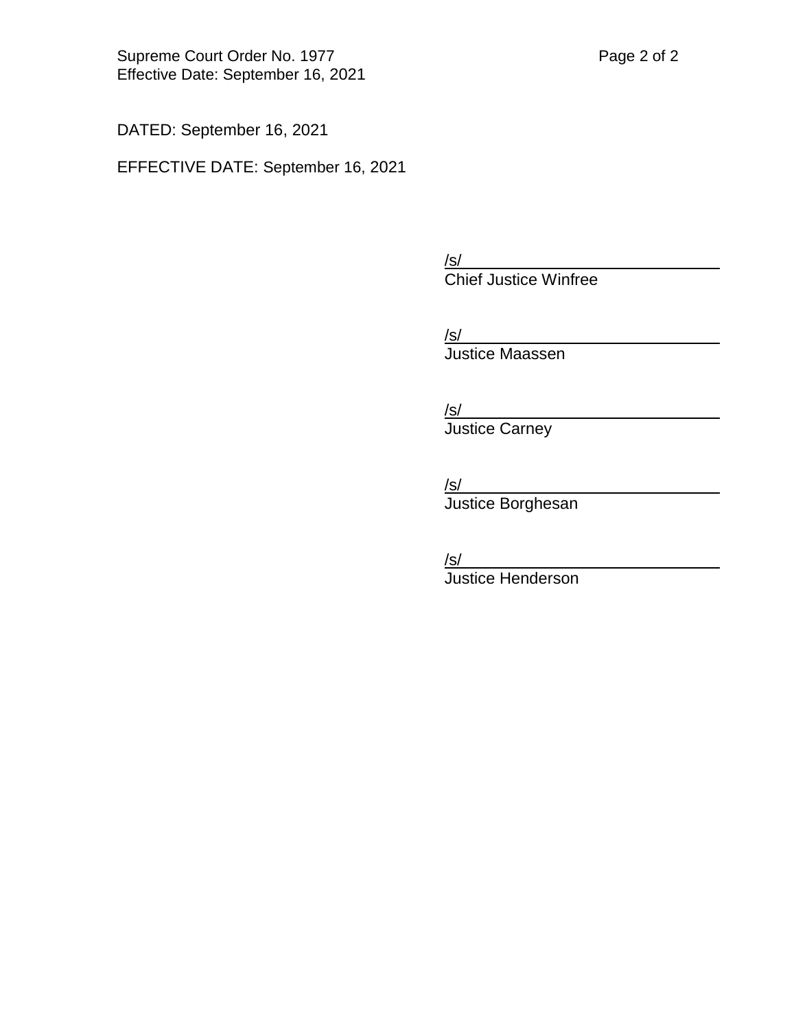DATED: September 16, 2021

EFFECTIVE DATE: September 16, 2021

/s/ \_\_\_\_\_\_\_\_\_\_\_\_\_\_\_\_\_\_\_\_\_\_\_\_\_\_\_\_
Chief Justice Winfree

/s/ \_\_\_\_\_\_\_\_\_\_\_\_\_\_\_\_\_\_\_\_\_\_\_\_\_\_\_\_
Justice Maassen

/s/ \_\_\_\_\_\_\_\_\_\_\_\_\_\_\_\_\_\_\_\_\_\_\_\_\_\_\_\_
Justice Carney

/s/ \_\_\_\_\_\_\_\_\_\_\_\_\_\_\_\_\_\_\_\_\_\_\_\_\_\_\_\_
Justice Borghesan

/s/ \_\_\_\_\_\_\_\_\_\_\_\_\_\_\_\_\_\_\_\_\_\_\_\_\_\_\_\_
Justice Henderson